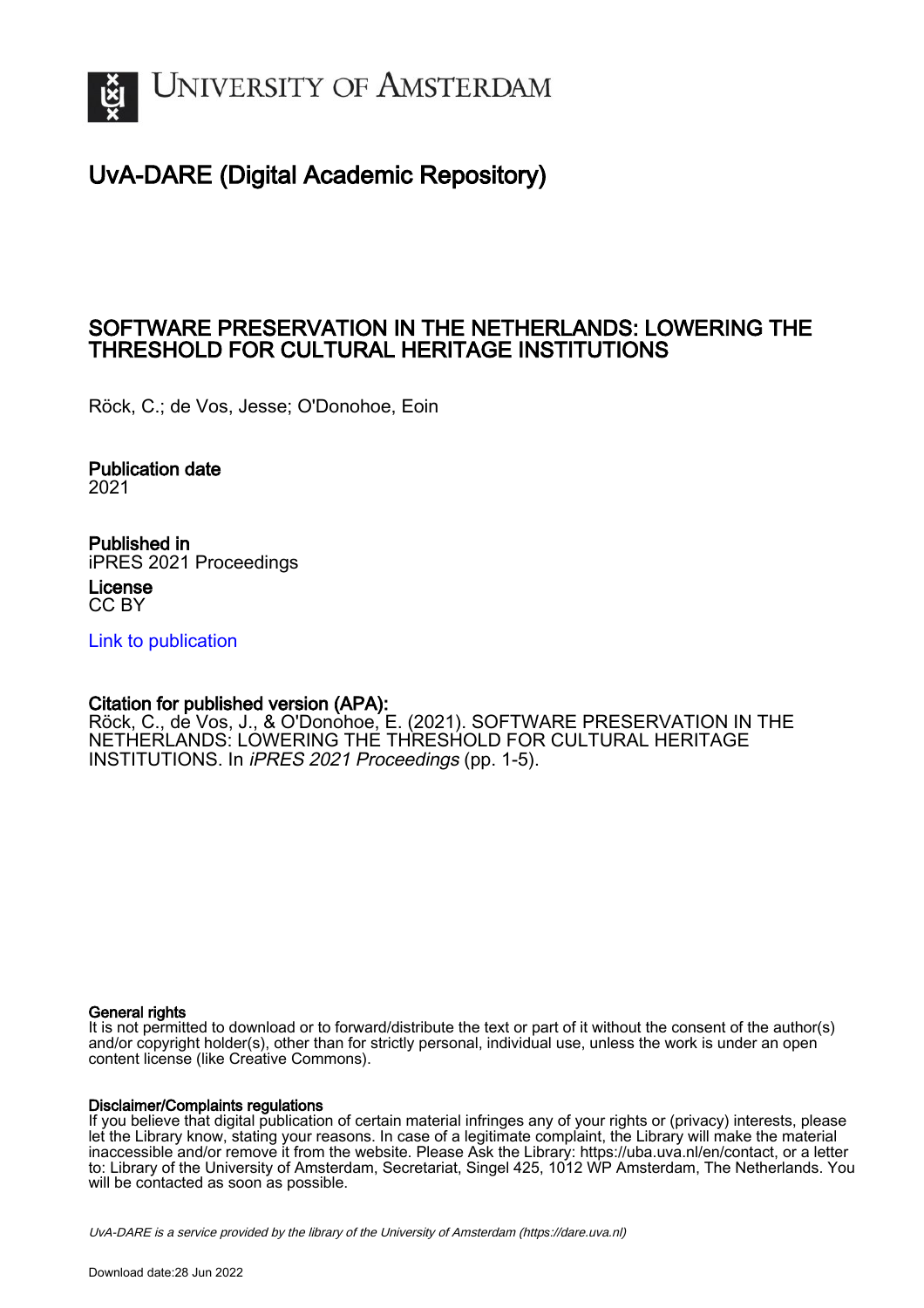UNIVERSITY OF AMSTERDAM

# UvA-DARE (Digital Academic Repository)

## SOFTWARE PRESERVATION IN THE NETHERLANDS: LOWERING THE THRESHOLD FOR CULTURAL HERITAGE INSTITUTIONS

Röck, C.; de Vos, Jesse; O'Donohoe, Eoin

**Publication date**
2021

**Published in**
iPRES 2021 Proceedings

**License**
CC BY

Link to publication

**Citation for published version (APA):**
Röck, C., de Vos, J., & O'Donohoe, E. (2021). SOFTWARE PRESERVATION IN THE NETHERLANDS: LOWERING THE THRESHOLD FOR CULTURAL HERITAGE INSTITUTIONS. In *iPRES 2021 Proceedings* (pp. 1-5).

**General rights**
It is not permitted to download or to forward/distribute the text or part of it without the consent of the author(s) and/or copyright holder(s), other than for strictly personal, individual use, unless the work is under an open content license (like Creative Commons).

**Disclaimer/Complaints regulations**
If you believe that digital publication of certain material infringes any of your rights or (privacy) interests, please let the Library know, stating your reasons. In case of a legitimate complaint, the Library will make the material inaccessible and/or remove it from the website. Please Ask the Library: https://uba.uva.nl/en/contact, or a letter to: Library of the University of Amsterdam, Secretariat, Singel 425, 1012 WP Amsterdam, The Netherlands. You will be contacted as soon as possible.

UvA-DARE is a service provided by the library of the University of Amsterdam (https://dare.uva.nl)

Download date:28 Jun 2022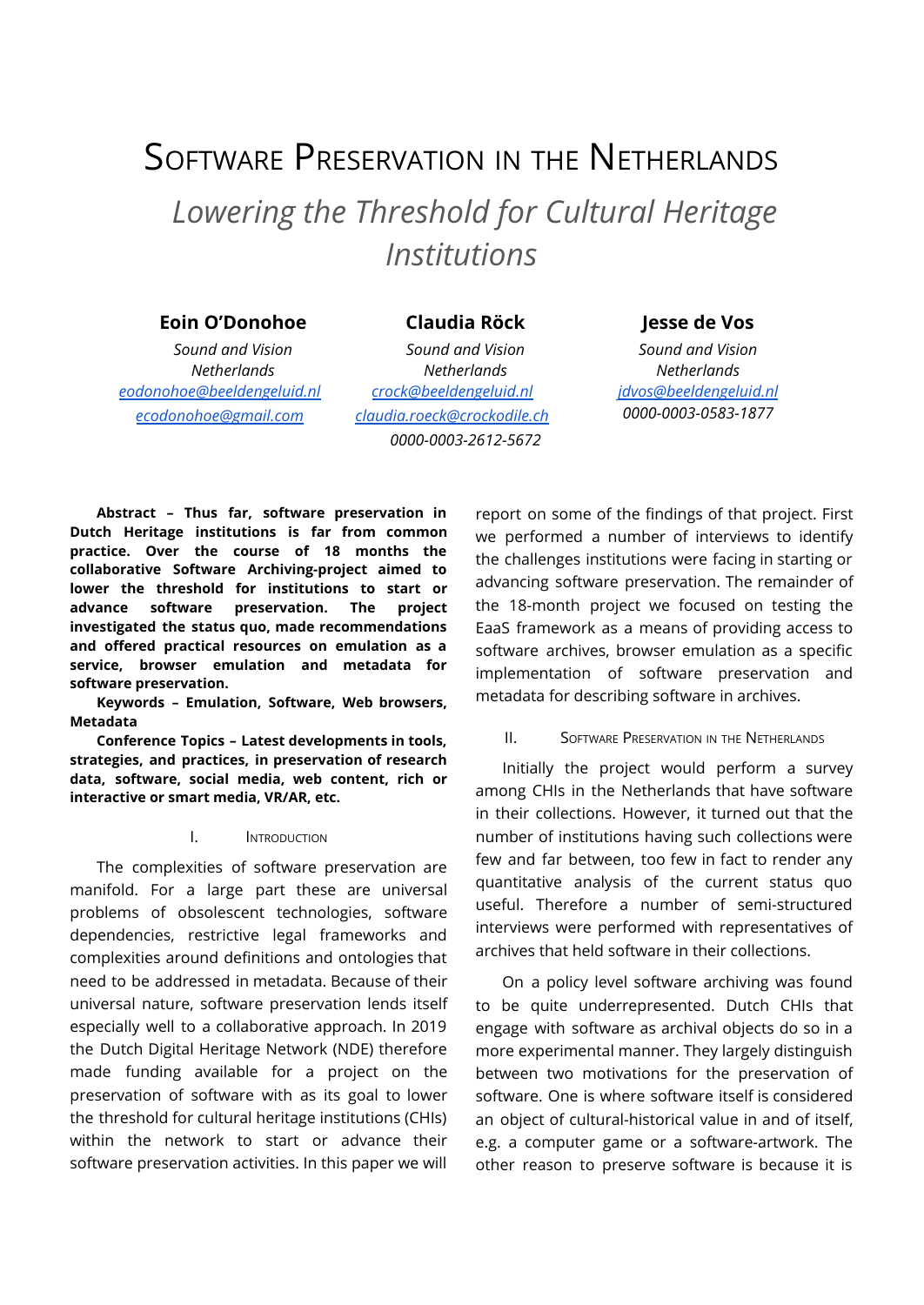# Software Preservation in the Netherlands

## *Lowering the Threshold for Cultural Heritage Institutions*

**Eoin O'Donohoe**
*Sound and Vision*
*Netherlands*
*eodonohoe@beeldengeluid.nl*
*ecodonohoe@gmail.com*

**Claudia Röck**
*Sound and Vision*
*Netherlands*
*crock@beeldengeluid.nl*
*claudia.roeck@crockodile.ch*
*0000-0003-2612-5672*

**Jesse de Vos**
*Sound and Vision*
*Netherlands*
*jdvos@beeldengeluid.nl*
*0000-0003-0583-1877*

**Abstract – Thus far, software preservation in Dutch Heritage institutions is far from common practice. Over the course of 18 months the collaborative Software Archiving-project aimed to lower the threshold for institutions to start or advance software preservation. The project investigated the status quo, made recommendations and offered practical resources on emulation as a service, browser emulation and metadata for software preservation.**

**Keywords – Emulation, Software, Web browsers, Metadata**

**Conference Topics – Latest developments in tools, strategies, and practices, in preservation of research data, software, social media, web content, rich or interactive or smart media, VR/AR, etc.**

### I. Introduction

The complexities of software preservation are manifold. For a large part these are universal problems of obsolescent technologies, software dependencies, restrictive legal frameworks and complexities around definitions and ontologies that need to be addressed in metadata. Because of their universal nature, software preservation lends itself especially well to a collaborative approach. In 2019 the Dutch Digital Heritage Network (NDE) therefore made funding available for a project on the preservation of software with as its goal to lower the threshold for cultural heritage institutions (CHIs) within the network to start or advance their software preservation activities. In this paper we will report on some of the findings of that project. First we performed a number of interviews to identify the challenges institutions were facing in starting or advancing software preservation. The remainder of the 18-month project we focused on testing the EaaS framework as a means of providing access to software archives, browser emulation as a specific implementation of software preservation and metadata for describing software in archives.

### II. Software Preservation in the Netherlands

Initially the project would perform a survey among CHIs in the Netherlands that have software in their collections. However, it turned out that the number of institutions having such collections were few and far between, too few in fact to render any quantitative analysis of the current status quo useful. Therefore a number of semi-structured interviews were performed with representatives of archives that held software in their collections.

On a policy level software archiving was found to be quite underrepresented. Dutch CHIs that engage with software as archival objects do so in a more experimental manner. They largely distinguish between two motivations for the preservation of software. One is where software itself is considered an object of cultural-historical value in and of itself, e.g. a computer game or a software-artwork. The other reason to preserve software is because it is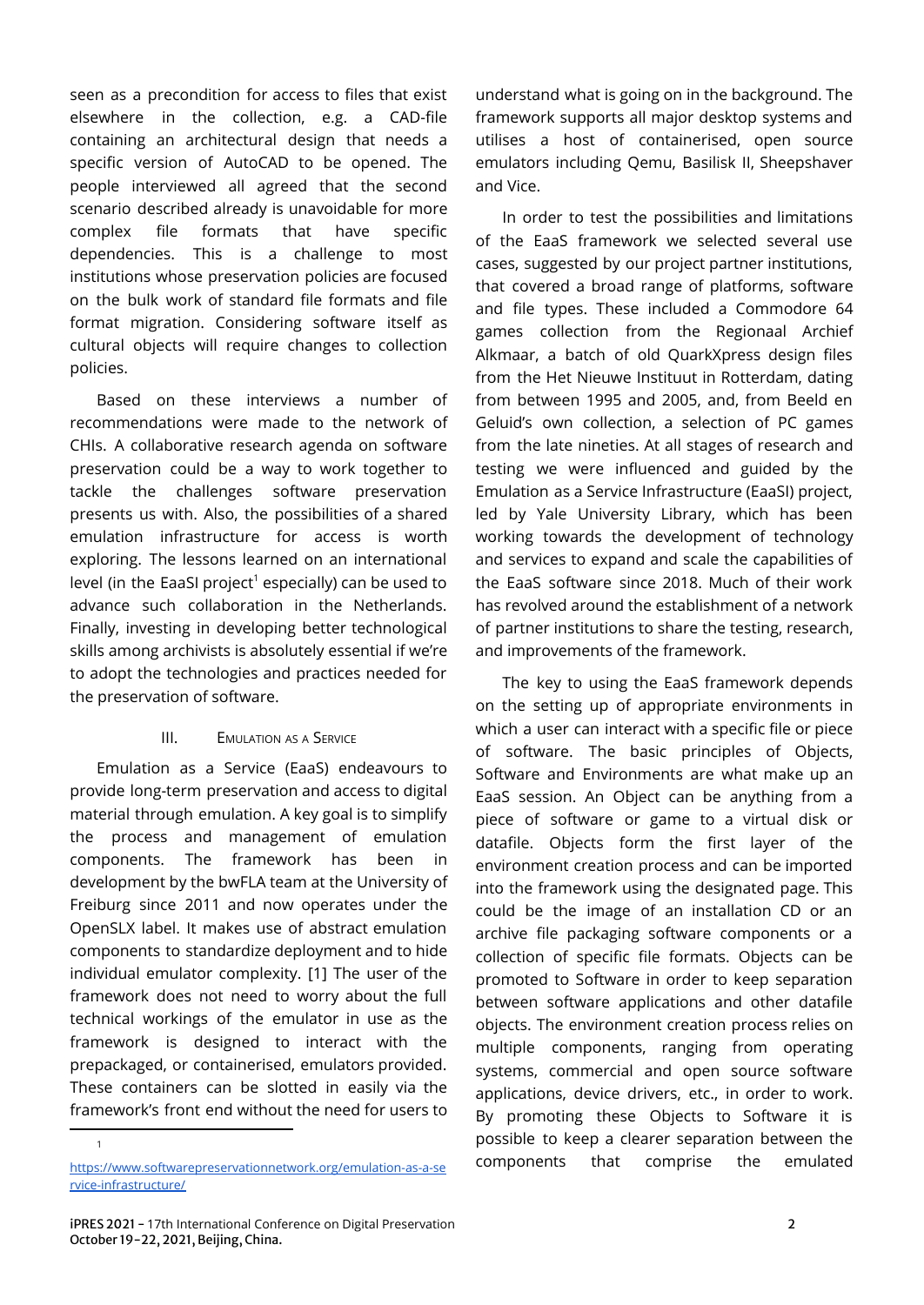seen as a precondition for access to files that exist elsewhere in the collection, e.g. a CAD-file containing an architectural design that needs a specific version of AutoCAD to be opened. The people interviewed all agreed that the second scenario described already is unavoidable for more complex file formats that have specific dependencies. This is a challenge to most institutions whose preservation policies are focused on the bulk work of standard file formats and file format migration. Considering software itself as cultural objects will require changes to collection policies.

Based on these interviews a number of recommendations were made to the network of CHIs. A collaborative research agenda on software preservation could be a way to work together to tackle the challenges software preservation presents us with. Also, the possibilities of a shared emulation infrastructure for access is worth exploring. The lessons learned on an international level (in the EaaSI project[1] especially) can be used to advance such collaboration in the Netherlands. Finally, investing in developing better technological skills among archivists is absolutely essential if we're to adopt the technologies and practices needed for the preservation of software.

## III. Emulation as a Service

Emulation as a Service (EaaS) endeavours to provide long-term preservation and access to digital material through emulation. A key goal is to simplify the process and management of emulation components. The framework has been in development by the bwFLA team at the University of Freiburg since 2011 and now operates under the OpenSLX label. It makes use of abstract emulation components to standardize deployment and to hide individual emulator complexity. [1] The user of the framework does not need to worry about the full technical workings of the emulator in use as the framework is designed to interact with the prepackaged, or containerised, emulators provided. These containers can be slotted in easily via the framework's front end without the need for users to understand what is going on in the background. The framework supports all major desktop systems and utilises a host of containerised, open source emulators including Qemu, Basilisk II, Sheepshaver and Vice.

In order to test the possibilities and limitations of the EaaS framework we selected several use cases, suggested by our project partner institutions, that covered a broad range of platforms, software and file types. These included a Commodore 64 games collection from the Regionaal Archief Alkmaar, a batch of old QuarkXpress design files from the Het Nieuwe Instituut in Rotterdam, dating from between 1995 and 2005, and, from Beeld en Geluid's own collection, a selection of PC games from the late nineties. At all stages of research and testing we were influenced and guided by the Emulation as a Service Infrastructure (EaaSI) project, led by Yale University Library, which has been working towards the development of technology and services to expand and scale the capabilities of the EaaS software since 2018. Much of their work has revolved around the establishment of a network of partner institutions to share the testing, research, and improvements of the framework.

The key to using the EaaS framework depends on the setting up of appropriate environments in which a user can interact with a specific file or piece of software. The basic principles of Objects, Software and Environments are what make up an EaaS session. An Object can be anything from a piece of software or game to a virtual disk or datafile. Objects form the first layer of the environment creation process and can be imported into the framework using the designated page. This could be the image of an installation CD or an archive file packaging software components or a collection of specific file formats. Objects can be promoted to Software in order to keep separation between software applications and other datafile objects. The environment creation process relies on multiple components, ranging from operating systems, commercial and open source software applications, device drivers, etc., in order to work. By promoting these Objects to Software it is possible to keep a clearer separation between the components that comprise the emulated

[1] https://www.softwarepreservationnetwork.org/emulation-as-a-service-infrastructure/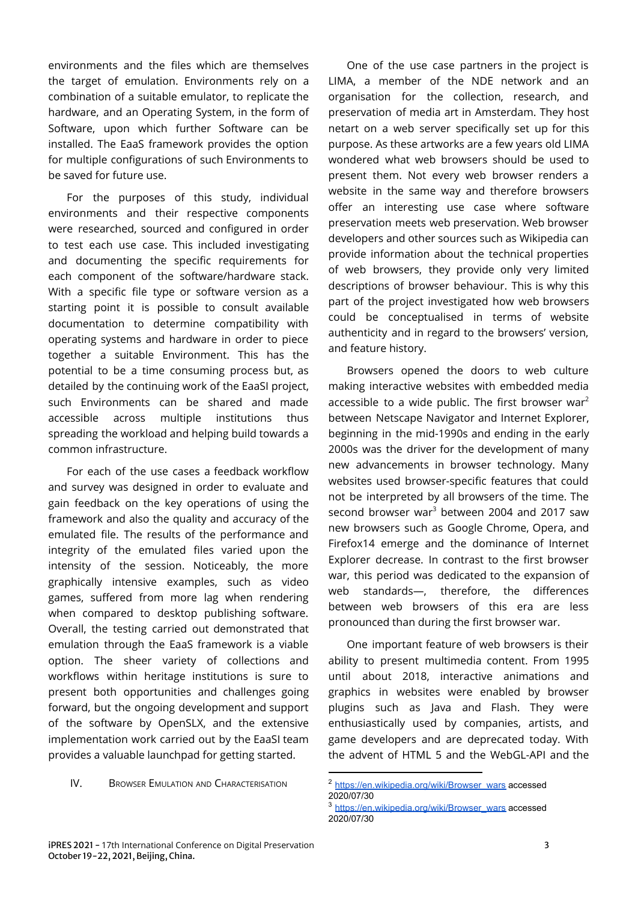environments and the files which are themselves the target of emulation. Environments rely on a combination of a suitable emulator, to replicate the hardware, and an Operating System, in the form of Software, upon which further Software can be installed. The EaaS framework provides the option for multiple configurations of such Environments to be saved for future use.

For the purposes of this study, individual environments and their respective components were researched, sourced and configured in order to test each use case. This included investigating and documenting the specific requirements for each component of the software/hardware stack. With a specific file type or software version as a starting point it is possible to consult available documentation to determine compatibility with operating systems and hardware in order to piece together a suitable Environment. This has the potential to be a time consuming process but, as detailed by the continuing work of the EaaSI project, such Environments can be shared and made accessible across multiple institutions thus spreading the workload and helping build towards a common infrastructure.

For each of the use cases a feedback workflow and survey was designed in order to evaluate and gain feedback on the key operations of using the framework and also the quality and accuracy of the emulated file. The results of the performance and integrity of the emulated files varied upon the intensity of the session. Noticeably, the more graphically intensive examples, such as video games, suffered from more lag when rendering when compared to desktop publishing software. Overall, the testing carried out demonstrated that emulation through the EaaS framework is a viable option. The sheer variety of collections and workflows within heritage institutions is sure to present both opportunities and challenges going forward, but the ongoing development and support of the software by OpenSLX, and the extensive implementation work carried out by the EaaSI team provides a valuable launchpad for getting started.

## IV. Browser Emulation and Characterisation

One of the use case partners in the project is LIMA, a member of the NDE network and an organisation for the collection, research, and preservation of media art in Amsterdam. They host netart on a web server specifically set up for this purpose. As these artworks are a few years old LIMA wondered what web browsers should be used to present them. Not every web browser renders a website in the same way and therefore browsers offer an interesting use case where software preservation meets web preservation. Web browser developers and other sources such as Wikipedia can provide information about the technical properties of web browsers, they provide only very limited descriptions of browser behaviour. This is why this part of the project investigated how web browsers could be conceptualised in terms of website authenticity and in regard to the browsers' version, and feature history.

Browsers opened the doors to web culture making interactive websites with embedded media accessible to a wide public. The first browser war[2] between Netscape Navigator and Internet Explorer, beginning in the mid-1990s and ending in the early 2000s was the driver for the development of many new advancements in browser technology. Many websites used browser-specific features that could not be interpreted by all browsers of the time. The second browser war[3] between 2004 and 2017 saw new browsers such as Google Chrome, Opera, and Firefox14 emerge and the dominance of Internet Explorer decrease. In contrast to the first browser war, this period was dedicated to the expansion of web standards—, therefore, the differences between web browsers of this era are less pronounced than during the first browser war.

One important feature of web browsers is their ability to present multimedia content. From 1995 until about 2018, interactive animations and graphics in websites were enabled by browser plugins such as Java and Flash. They were enthusiastically used by companies, artists, and game developers and are deprecated today. With the advent of HTML 5 and the WebGL-API and the

---

[2] https://en.wikipedia.org/wiki/Browser_wars accessed 2020/07/30

[3] https://en.wikipedia.org/wiki/Browser_wars accessed 2020/07/30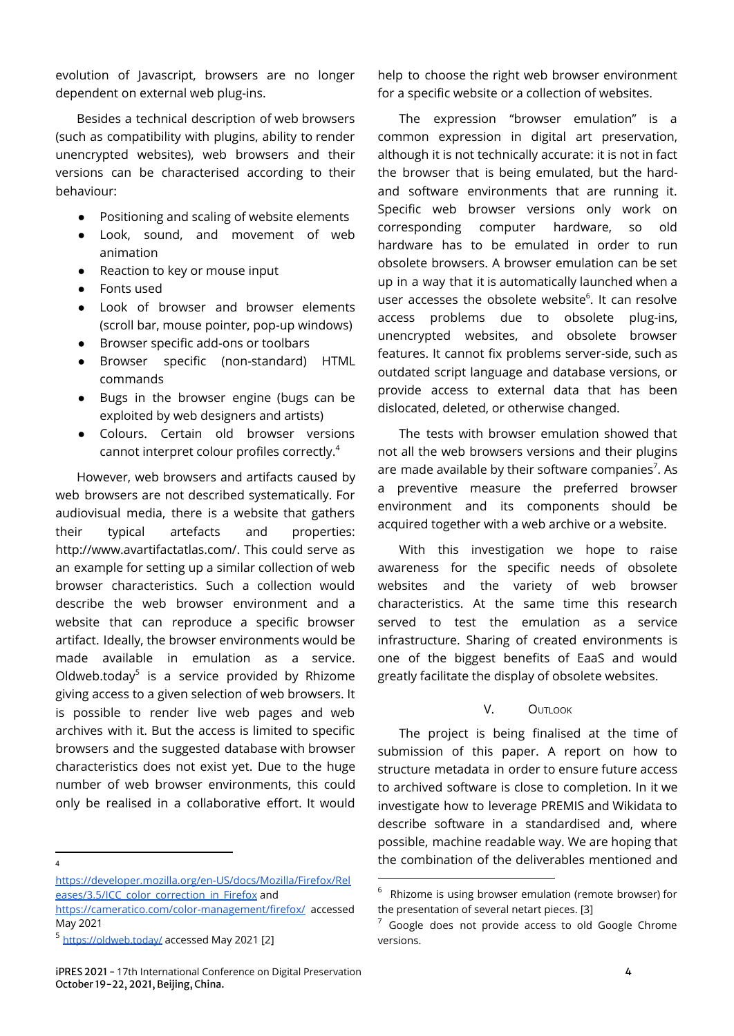evolution of Javascript, browsers are no longer dependent on external web plug-ins.

Besides a technical description of web browsers (such as compatibility with plugins, ability to render unencrypted websites), web browsers and their versions can be characterised according to their behaviour:

- Positioning and scaling of website elements
- Look, sound, and movement of web animation
- Reaction to key or mouse input
- Fonts used
- Look of browser and browser elements (scroll bar, mouse pointer, pop-up windows)
- Browser specific add-ons or toolbars
- Browser specific (non-standard) HTML commands
- Bugs in the browser engine (bugs can be exploited by web designers and artists)
- Colours. Certain old browser versions cannot interpret colour profiles correctly.[4]

However, web browsers and artifacts caused by web browsers are not described systematically. For audiovisual media, there is a website that gathers their typical artefacts and properties: http://www.avartifactatlas.com/. This could serve as an example for setting up a similar collection of web browser characteristics. Such a collection would describe the web browser environment and a website that can reproduce a specific browser artifact. Ideally, the browser environments would be made available in emulation as a service. Oldweb.today[5] is a service provided by Rhizome giving access to a given selection of web browsers. It is possible to render live web pages and web archives with it. But the access is limited to specific browsers and the suggested database with browser characteristics does not exist yet. Due to the huge number of web browser environments, this could only be realised in a collaborative effort. It would help to choose the right web browser environment for a specific website or a collection of websites.

The expression "browser emulation" is a common expression in digital art preservation, although it is not technically accurate: it is not in fact the browser that is being emulated, but the hard- and software environments that are running it. Specific web browser versions only work on corresponding computer hardware, so old hardware has to be emulated in order to run obsolete browsers. A browser emulation can be set up in a way that it is automatically launched when a user accesses the obsolete website[6]. It can resolve access problems due to obsolete plug-ins, unencrypted websites, and obsolete browser features. It cannot fix problems server-side, such as outdated script language and database versions, or provide access to external data that has been dislocated, deleted, or otherwise changed.

The tests with browser emulation showed that not all the web browsers versions and their plugins are made available by their software companies[7]. As a preventive measure the preferred browser environment and its components should be acquired together with a web archive or a website.

With this investigation we hope to raise awareness for the specific needs of obsolete websites and the variety of web browser characteristics. At the same time this research served to test the emulation as a service infrastructure. Sharing of created environments is one of the biggest benefits of EaaS and would greatly facilitate the display of obsolete websites.

## V. Outlook

The project is being finalised at the time of submission of this paper. A report on how to structure metadata in order to ensure future access to archived software is close to completion. In it we investigate how to leverage PREMIS and Wikidata to describe software in a standardised and, where possible, machine readable way. We are hoping that the combination of the deliverables mentioned and

---

[4] https://developer.mozilla.org/en-US/docs/Mozilla/Firefox/Releases/3.5/ICC_color_correction_in_Firefox and https://cameratico.com/color-management/firefox/ accessed May 2021

[5] https://oldweb.today/ accessed May 2021 [2]

[6] Rhizome is using browser emulation (remote browser) for the presentation of several netart pieces. [3]

[7] Google does not provide access to old Google Chrome versions.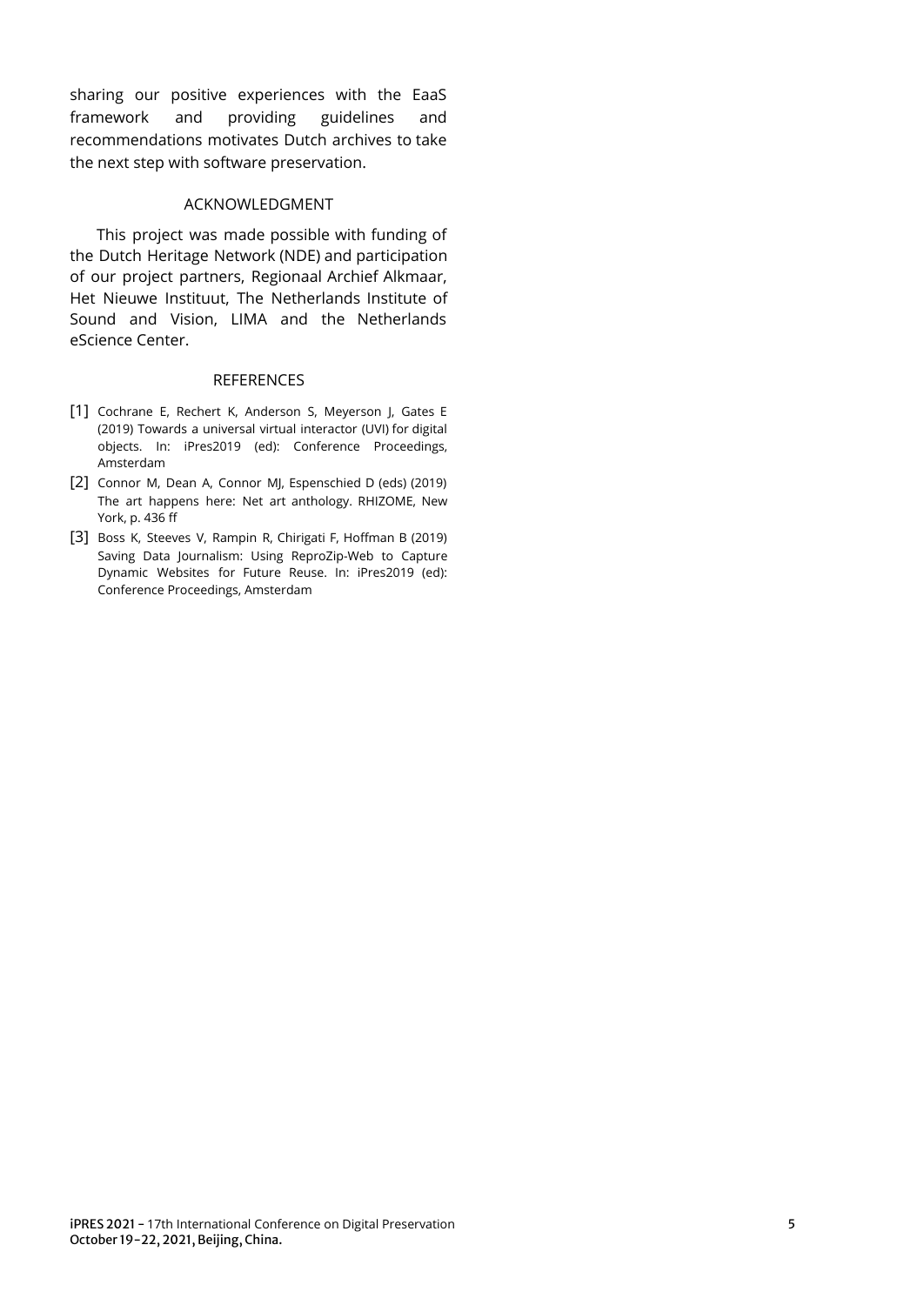sharing our positive experiences with the EaaS framework and providing guidelines and recommendations motivates Dutch archives to take the next step with software preservation.

## ACKNOWLEDGMENT

This project was made possible with funding of the Dutch Heritage Network (NDE) and participation of our project partners, Regionaal Archief Alkmaar, Het Nieuwe Instituut, The Netherlands Institute of Sound and Vision, LIMA and the Netherlands eScience Center.

## REFERENCES

[1] Cochrane E, Rechert K, Anderson S, Meyerson J, Gates E (2019) Towards a universal virtual interactor (UVI) for digital objects. In: iPres2019 (ed): Conference Proceedings, Amsterdam

[2] Connor M, Dean A, Connor MJ, Espenschied D (eds) (2019) The art happens here: Net art anthology. RHIZOME, New York, p. 436 ff

[3] Boss K, Steeves V, Rampin R, Chirigati F, Hoffman B (2019) Saving Data Journalism: Using ReproZip-Web to Capture Dynamic Websites for Future Reuse. In: iPres2019 (ed): Conference Proceedings, Amsterdam